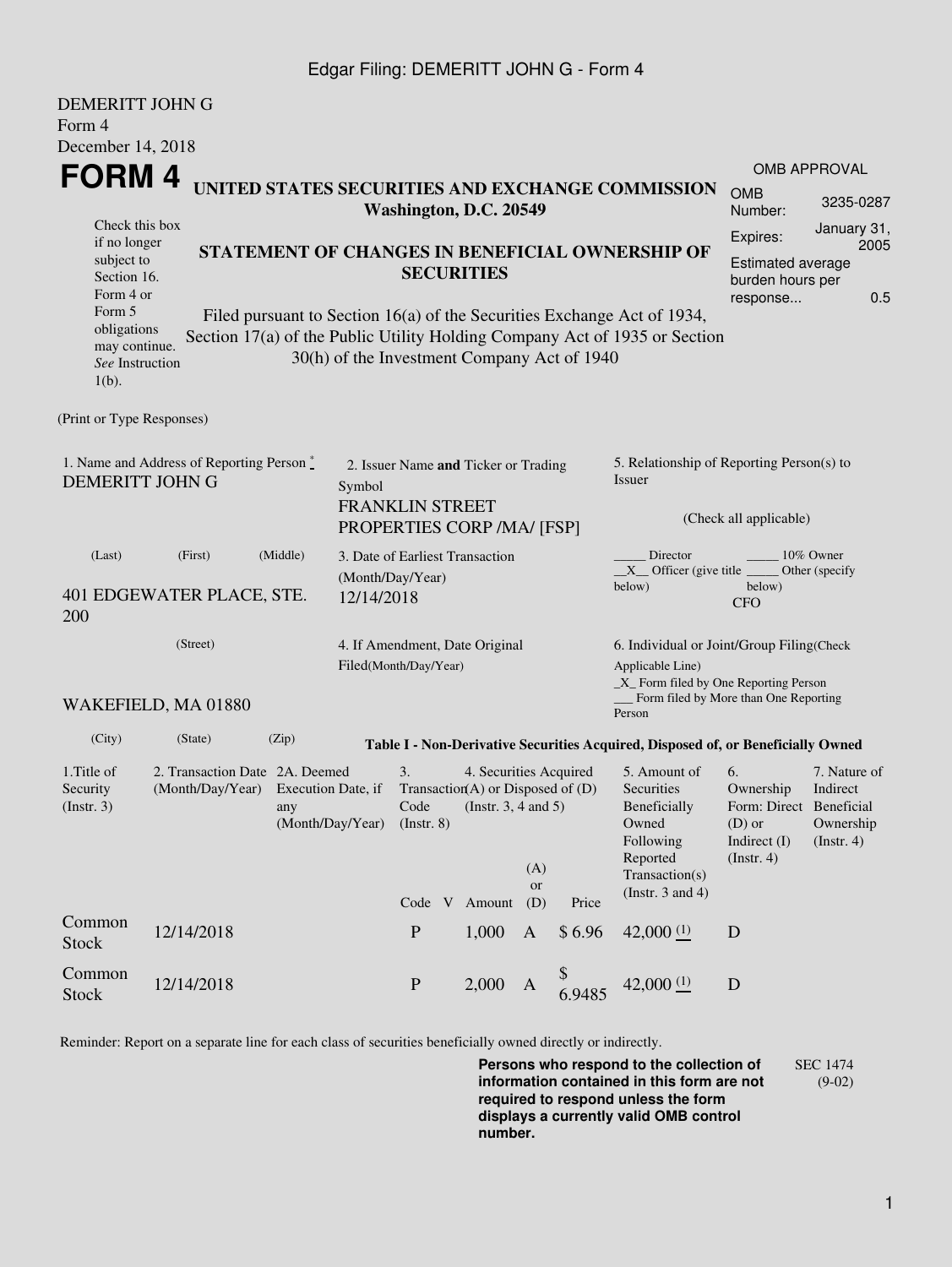Edgar Filing: DEMERITT JOHN G - Form 4

DEMERITT JOHN G
Form 4
December 14, 2018

# FORM 4

**UNITED STATES SECURITIES AND EXCHANGE COMMISSION**
**Washington, D.C. 20549**

| OMB APPROVAL | |
|---|---|
| OMB Number: | 3235-0287 |
| Expires: | January 31, 2005 |
| Estimated average burden hours per response... | 0.5 |

Check this box if no longer subject to Section 16. Form 4 or Form 5 obligations may continue. *See* Instruction 1(b).

**STATEMENT OF CHANGES IN BENEFICIAL OWNERSHIP OF SECURITIES**

Filed pursuant to Section 16(a) of the Securities Exchange Act of 1934, Section 17(a) of the Public Utility Holding Company Act of 1935 or Section 30(h) of the Investment Company Act of 1940

(Print or Type Responses)

1. Name and Address of Reporting Person *
DEMERITT JOHN G

(Last) (First) (Middle)

401 EDGEWATER PLACE, STE. 200

(Street)

WAKEFIELD, MA 01880

(City) (State) (Zip)

2. Issuer Name **and** Ticker or Trading Symbol
FRANKLIN STREET PROPERTIES CORP /MA/ [FSP]

3. Date of Earliest Transaction (Month/Day/Year)
12/14/2018

4. If Amendment, Date Original Filed(Month/Day/Year)

5. Relationship of Reporting Person(s) to Issuer

(Check all applicable)

_____ Director _____ 10% Owner
__X__ Officer (give title below) _____ Other (specify below)
CFO

6. Individual or Joint/Group Filing(Check Applicable Line)
_X_ Form filed by One Reporting Person
___ Form filed by More than One Reporting Person

**Table I - Non-Derivative Securities Acquired, Disposed of, or Beneficially Owned**

| 1.Title of Security (Instr. 3) | 2. Transaction Date (Month/Day/Year) | 2A. Deemed Execution Date, if any (Month/Day/Year) | 3. Transaction Code (Instr. 8) | | 4. Securities Acquired (A) or Disposed of (D) (Instr. 3, 4 and 5) | | | 5. Amount of Securities Beneficially Owned Following Reported Transaction(s) (Instr. 3 and 4) | 6. Ownership Form: Direct (D) or Indirect (I) (Instr. 4) | 7. Nature of Indirect Beneficial Ownership (Instr. 4) |
|---|---|---|---|---|---|---|---|---|---|---|
| | | | Code | V | Amount | (A) or (D) | Price | | | |
| Common Stock | 12/14/2018 | | P | | 1,000 | A | $ 6.96 | 42,000 (1) | D | |
| Common Stock | 12/14/2018 | | P | | 2,000 | A | $ 6.9485 | 42,000 (1) | D | |

Reminder: Report on a separate line for each class of securities beneficially owned directly or indirectly.

**Persons who respond to the collection of information contained in this form are not required to respond unless the form displays a currently valid OMB control number.**

SEC 1474 (9-02)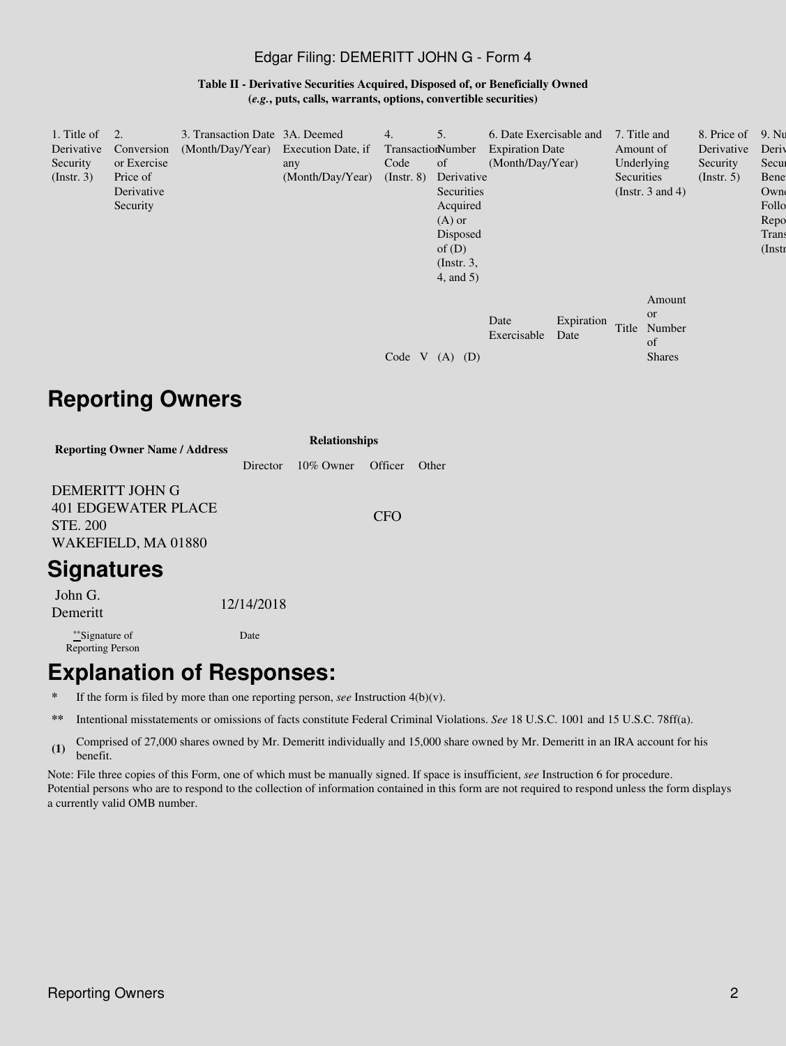Table II - Derivative Securities Acquired, Disposed of, or Beneficially Owned
(*e.g.*, puts, calls, warrants, options, convertible securities)

| 1. Title of Derivative Security (Instr. 3) | 2. Conversion or Exercise Price of Derivative Security | 3. Transaction Date (Month/Day/Year) | 3A. Deemed Execution Date, if any (Month/Day/Year) | 4. Transaction Code (Instr. 8) | | 5. Number of Derivative Securities Acquired (A) or Disposed of (D) (Instr. 3, 4, and 5) | | 6. Date Exercisable and Expiration Date (Month/Day/Year) | | 7. Title and Amount of Underlying Securities (Instr. 3 and 4) | | 8. Price of Derivative Security (Instr. 5) | 9. Nu Deriv Secur Bene Owne Follo Repo Trans (Instr |
|---|---|---|---|---|---|---|---|---|---|---|---|---|---|
| | | | | Code | V | (A) | (D) | Date Exercisable | Expiration Date | Title | Amount or Number of Shares | | |

## Reporting Owners

| Reporting Owner Name / Address | Relationships | | | |
|---|---|---|---|---|
| | Director | 10% Owner | Officer | Other |
| DEMERITT JOHN G<br>401 EDGEWATER PLACE<br>STE. 200<br>WAKEFIELD, MA 01880 | | | CFO | |

## Signatures

| | |
|---|---|
| John G. Demeritt | 12/14/2018 |
| **Signature of Reporting Person | Date |

## Explanation of Responses:

\* If the form is filed by more than one reporting person, *see* Instruction 4(b)(v).

\*\* Intentional misstatements or omissions of facts constitute Federal Criminal Violations. *See* 18 U.S.C. 1001 and 15 U.S.C. 78ff(a).

**(1)** Comprised of 27,000 shares owned by Mr. Demeritt individually and 15,000 share owned by Mr. Demeritt in an IRA account for his benefit.

Note: File three copies of this Form, one of which must be manually signed. If space is insufficient, *see* Instruction 6 for procedure.
Potential persons who are to respond to the collection of information contained in this form are not required to respond unless the form displays a currently valid OMB number.